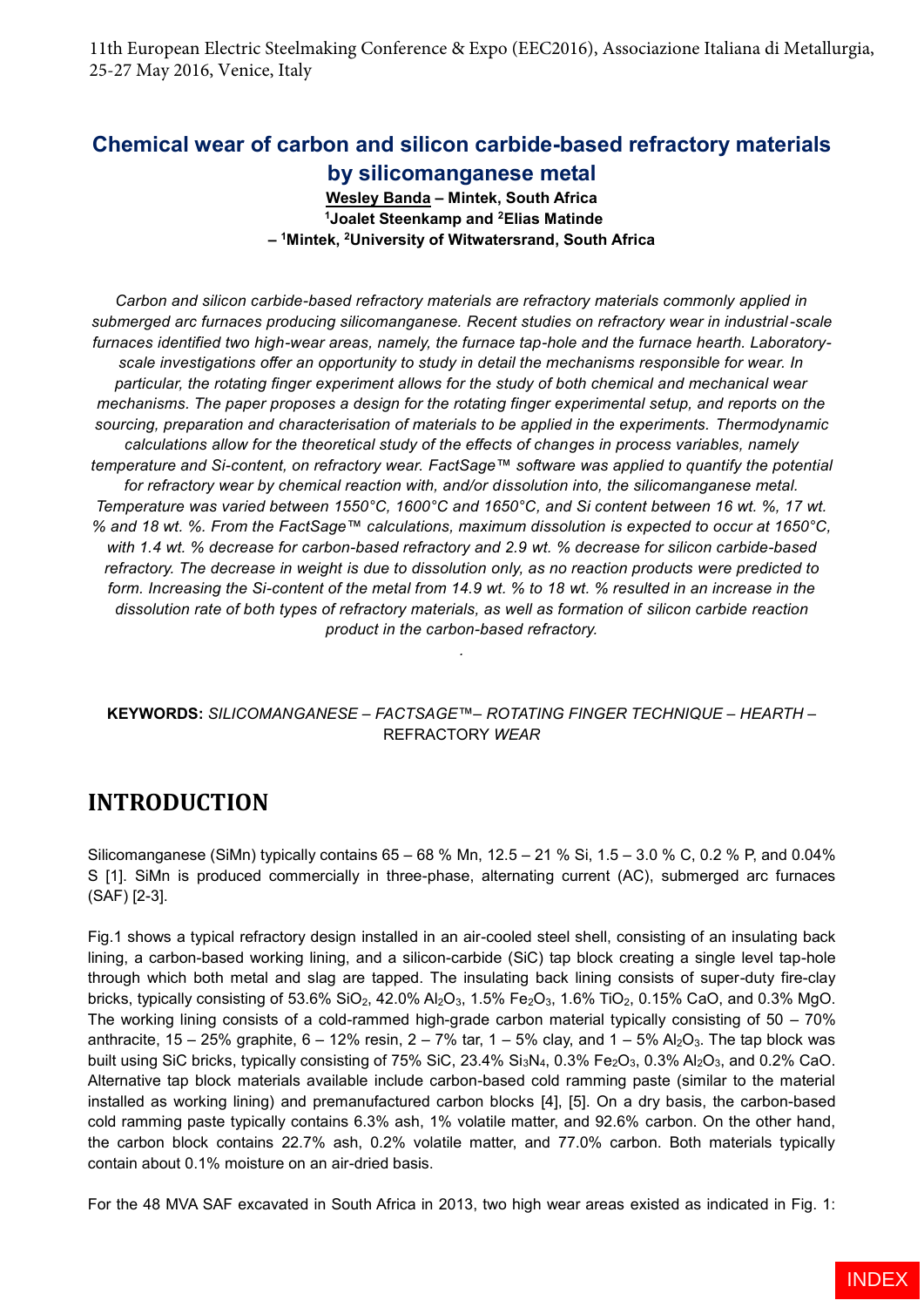# Chemical wear of carbon and silicon carbide-based refractory materials by silicomanganese metal

**Wesley Banda – Mintek, South Africa**
**[1]Joalet Steenkamp and [2]Elias Matinde**
**– [1]Mintek, [2]University of Witwatersrand, South Africa**

*Carbon and silicon carbide-based refractory materials are refractory materials commonly applied in submerged arc furnaces producing silicomanganese. Recent studies on refractory wear in industrial-scale furnaces identified two high-wear areas, namely, the furnace tap-hole and the furnace hearth. Laboratory-scale investigations offer an opportunity to study in detail the mechanisms responsible for wear. In particular, the rotating finger experiment allows for the study of both chemical and mechanical wear mechanisms. The paper proposes a design for the rotating finger experimental setup, and reports on the sourcing, preparation and characterisation of materials to be applied in the experiments. Thermodynamic calculations allow for the theoretical study of the effects of changes in process variables, namely temperature and Si-content, on refractory wear. FactSage™ software was applied to quantify the potential for refractory wear by chemical reaction with, and/or dissolution into, the silicomanganese metal. Temperature was varied between 1550°C, 1600°C and 1650°C, and Si content between 16 wt. %, 17 wt. % and 18 wt. %. From the FactSage™ calculations, maximum dissolution is expected to occur at 1650°C, with 1.4 wt. % decrease for carbon-based refractory and 2.9 wt. % decrease for silicon carbide-based refractory. The decrease in weight is due to dissolution only, as no reaction products were predicted to form. Increasing the Si-content of the metal from 14.9 wt. % to 18 wt. % resulted in an increase in the dissolution rate of both types of refractory materials, as well as formation of silicon carbide reaction product in the carbon-based refractory.*

**KEYWORDS:** *SILICOMANGANESE – FACTSAGE™– ROTATING FINGER TECHNIQUE – HEARTH –* REFRACTORY *WEAR*

## INTRODUCTION

Silicomanganese (SiMn) typically contains 65 – 68 % Mn, 12.5 – 21 % Si, 1.5 – 3.0 % C, 0.2 % P, and 0.04% S [1]. SiMn is produced commercially in three-phase, alternating current (AC), submerged arc furnaces (SAF) [2-3].

Fig.1 shows a typical refractory design installed in an air-cooled steel shell, consisting of an insulating back lining, a carbon-based working lining, and a silicon-carbide (SiC) tap block creating a single level tap-hole through which both metal and slag are tapped. The insulating back lining consists of super-duty fire-clay bricks, typically consisting of 53.6% $SiO_2$, 42.0% $Al_2O_3$, 1.5% $Fe_2O_3$, 1.6% $TiO_2$, 0.15% CaO, and 0.3% MgO. The working lining consists of a cold-rammed high-grade carbon material typically consisting of 50 – 70% anthracite, 15 – 25% graphite, 6 – 12% resin, 2 – 7% tar, 1 – 5% clay, and 1 – 5% $Al_2O_3$. The tap block was built using SiC bricks, typically consisting of 75% SiC, 23.4% $Si_3N_4$, 0.3% $Fe_2O_3$, 0.3% $Al_2O_3$, and 0.2% CaO. Alternative tap block materials available include carbon-based cold ramming paste (similar to the material installed as working lining) and premanufactured carbon blocks [4], [5]. On a dry basis, the carbon-based cold ramming paste typically contains 6.3% ash, 1% volatile matter, and 92.6% carbon. On the other hand, the carbon block contains 22.7% ash, 0.2% volatile matter, and 77.0% carbon. Both materials typically contain about 0.1% moisture on an air-dried basis.

For the 48 MVA SAF excavated in South Africa in 2013, two high wear areas existed as indicated in Fig. 1: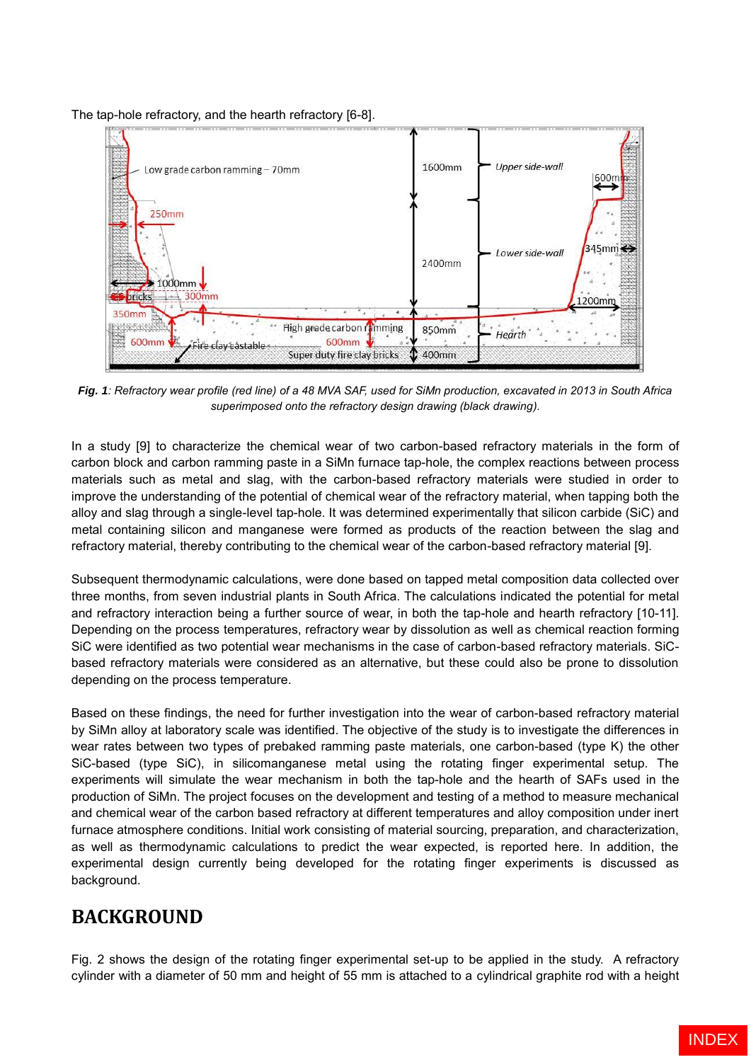The tap-hole refractory, and the hearth refractory [6-8].

***Fig. 1**: Refractory wear profile (red line) of a 48 MVA SAF, used for SiMn production, excavated in 2013 in South Africa superimposed onto the refractory design drawing (black drawing).*

In a study [9] to characterize the chemical wear of two carbon-based refractory materials in the form of carbon block and carbon ramming paste in a SiMn furnace tap-hole, the complex reactions between process materials such as metal and slag, with the carbon-based refractory materials were studied in order to improve the understanding of the potential of chemical wear of the refractory material, when tapping both the alloy and slag through a single-level tap-hole. It was determined experimentally that silicon carbide (SiC) and metal containing silicon and manganese were formed as products of the reaction between the slag and refractory material, thereby contributing to the chemical wear of the carbon-based refractory material [9].

Subsequent thermodynamic calculations, were done based on tapped metal composition data collected over three months, from seven industrial plants in South Africa. The calculations indicated the potential for metal and refractory interaction being a further source of wear, in both the tap-hole and hearth refractory [10-11]. Depending on the process temperatures, refractory wear by dissolution as well as chemical reaction forming SiC were identified as two potential wear mechanisms in the case of carbon-based refractory materials. SiC-based refractory materials were considered as an alternative, but these could also be prone to dissolution depending on the process temperature.

Based on these findings, the need for further investigation into the wear of carbon-based refractory material by SiMn alloy at laboratory scale was identified. The objective of the study is to investigate the differences in wear rates between two types of prebaked ramming paste materials, one carbon-based (type K) the other SiC-based (type SiC), in silicomanganese metal using the rotating finger experimental setup. The experiments will simulate the wear mechanism in both the tap-hole and the hearth of SAFs used in the production of SiMn. The project focuses on the development and testing of a method to measure mechanical and chemical wear of the carbon based refractory at different temperatures and alloy composition under inert furnace atmosphere conditions. Initial work consisting of material sourcing, preparation, and characterization, as well as thermodynamic calculations to predict the wear expected, is reported here. In addition, the experimental design currently being developed for the rotating finger experiments is discussed as background.

## BACKGROUND

Fig. 2 shows the design of the rotating finger experimental set-up to be applied in the study. A refractory cylinder with a diameter of 50 mm and height of 55 mm is attached to a cylindrical graphite rod with a height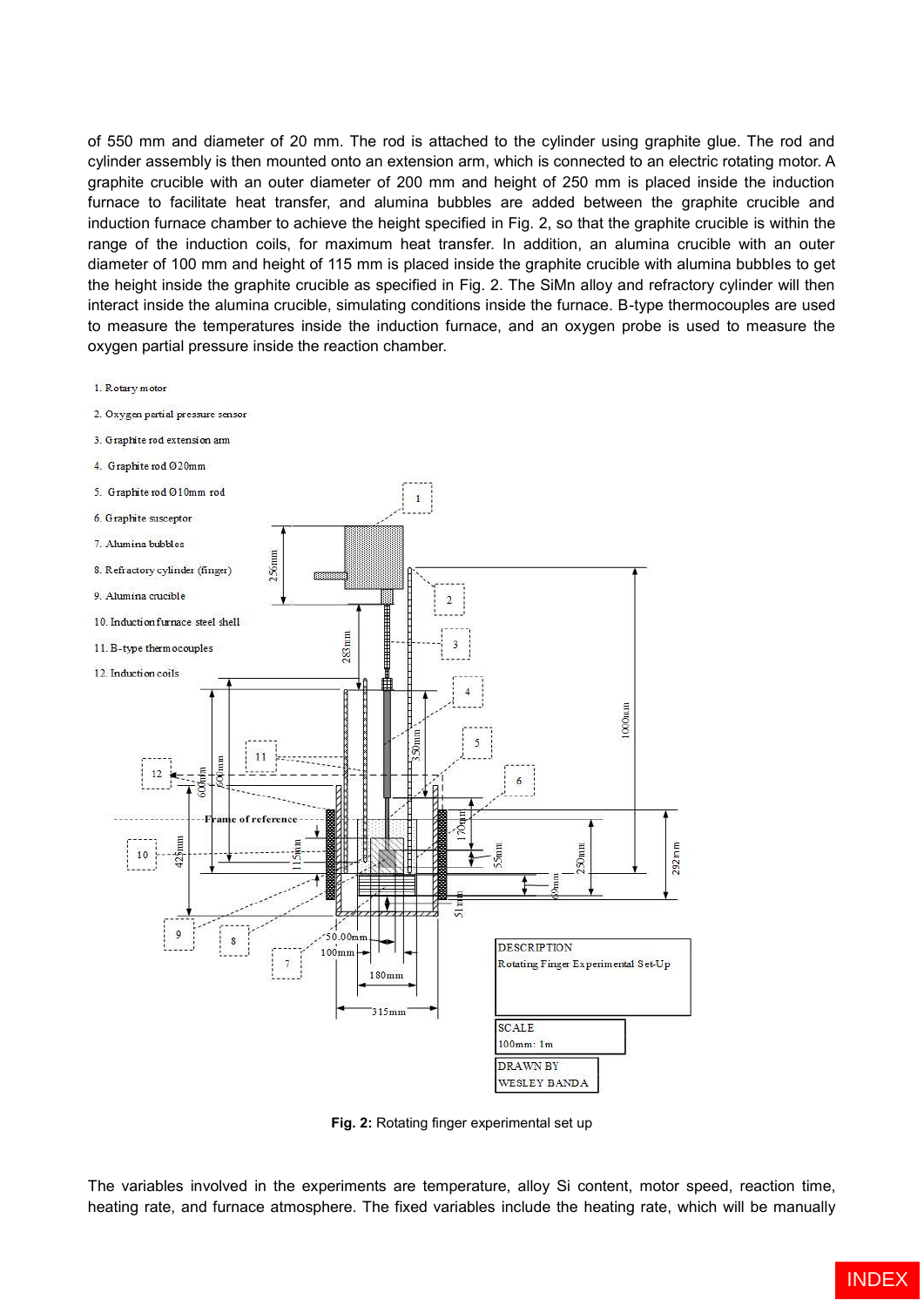of 550 mm and diameter of 20 mm. The rod is attached to the cylinder using graphite glue. The rod and cylinder assembly is then mounted onto an extension arm, which is connected to an electric rotating motor. A graphite crucible with an outer diameter of 200 mm and height of 250 mm is placed inside the induction furnace to facilitate heat transfer, and alumina bubbles are added between the graphite crucible and induction furnace chamber to achieve the height specified in Fig. 2, so that the graphite crucible is within the range of the induction coils, for maximum heat transfer. In addition, an alumina crucible with an outer diameter of 100 mm and height of 115 mm is placed inside the graphite crucible with alumina bubbles to get the height inside the graphite crucible as specified in Fig. 2. The SiMn alloy and refractory cylinder will then interact inside the alumina crucible, simulating conditions inside the furnace. B-type thermocouples are used to measure the temperatures inside the induction furnace, and an oxygen probe is used to measure the oxygen partial pressure inside the reaction chamber.

1. Rotary motor
2. Oxygen partial pressure sensor
3. Graphite rod extension arm
4. Graphite rod Ø20mm
5. Graphite rod Ø10mm rod
6. Graphite susceptor
7. Alumina bubbles
8. Refractory cylinder (finger)
9. Alumina crucible
10. Induction furnace steel shell
11. B-type thermocouples
12. Induction coils

**Fig. 2:** Rotating finger experimental set up

The variables involved in the experiments are temperature, alloy Si content, motor speed, reaction time, heating rate, and furnace atmosphere. The fixed variables include the heating rate, which will be manually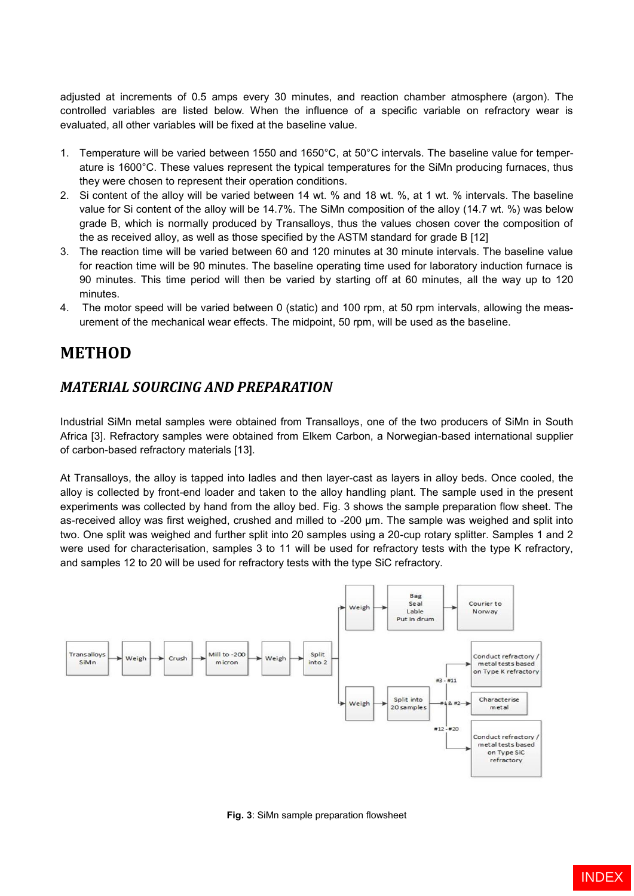adjusted at increments of 0.5 amps every 30 minutes, and reaction chamber atmosphere (argon). The controlled variables are listed below. When the influence of a specific variable on refractory wear is evaluated, all other variables will be fixed at the baseline value.

1. Temperature will be varied between 1550 and 1650°C, at 50°C intervals. The baseline value for temperature is 1600°C. These values represent the typical temperatures for the SiMn producing furnaces, thus they were chosen to represent their operation conditions.
2. Si content of the alloy will be varied between 14 wt. % and 18 wt. %, at 1 wt. % intervals. The baseline value for Si content of the alloy will be 14.7%. The SiMn composition of the alloy (14.7 wt. %) was below grade B, which is normally produced by Transalloys, thus the values chosen cover the composition of the as received alloy, as well as those specified by the ASTM standard for grade B [12]
3. The reaction time will be varied between 60 and 120 minutes at 30 minute intervals. The baseline value for reaction time will be 90 minutes. The baseline operating time used for laboratory induction furnace is 90 minutes. This time period will then be varied by starting off at 60 minutes, all the way up to 120 minutes.
4. The motor speed will be varied between 0 (static) and 100 rpm, at 50 rpm intervals, allowing the measurement of the mechanical wear effects. The midpoint, 50 rpm, will be used as the baseline.

# METHOD

## *MATERIAL SOURCING AND PREPARATION*

Industrial SiMn metal samples were obtained from Transalloys, one of the two producers of SiMn in South Africa [3]. Refractory samples were obtained from Elkem Carbon, a Norwegian-based international supplier of carbon-based refractory materials [13].

At Transalloys, the alloy is tapped into ladles and then layer-cast as layers in alloy beds. Once cooled, the alloy is collected by front-end loader and taken to the alloy handling plant. The sample used in the present experiments was collected by hand from the alloy bed. Fig. 3 shows the sample preparation flow sheet. The as-received alloy was first weighed, crushed and milled to -200 µm. The sample was weighed and split into two. One split was weighed and further split into 20 samples using a 20-cup rotary splitter. Samples 1 and 2 were used for characterisation, samples 3 to 11 will be used for refractory tests with the type K refractory, and samples 12 to 20 will be used for refractory tests with the type SiC refractory.

**Fig. 3**: SiMn sample preparation flowsheet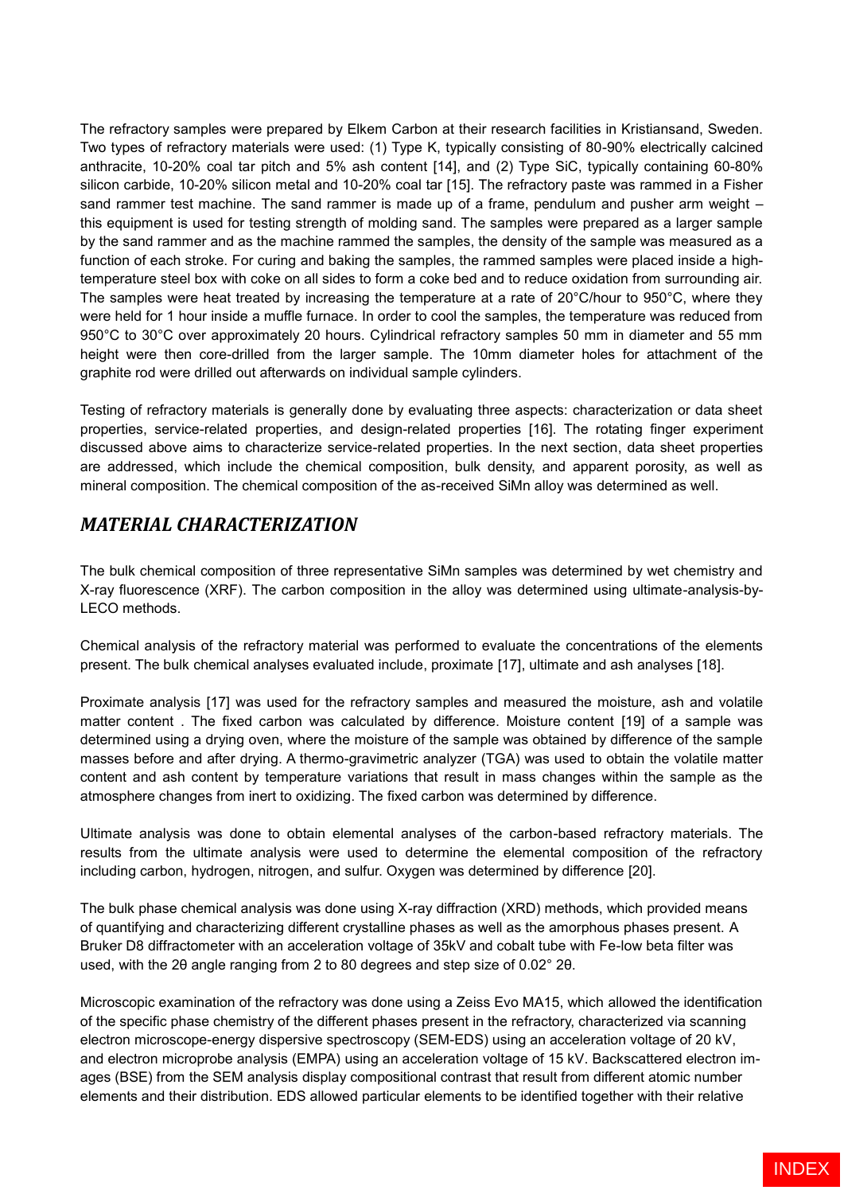The refractory samples were prepared by Elkem Carbon at their research facilities in Kristiansand, Sweden. Two types of refractory materials were used: (1) Type K, typically consisting of 80-90% electrically calcined anthracite, 10-20% coal tar pitch and 5% ash content [14], and (2) Type SiC, typically containing 60-80% silicon carbide, 10-20% silicon metal and 10-20% coal tar [15]. The refractory paste was rammed in a Fisher sand rammer test machine. The sand rammer is made up of a frame, pendulum and pusher arm weight – this equipment is used for testing strength of molding sand. The samples were prepared as a larger sample by the sand rammer and as the machine rammed the samples, the density of the sample was measured as a function of each stroke. For curing and baking the samples, the rammed samples were placed inside a high-temperature steel box with coke on all sides to form a coke bed and to reduce oxidation from surrounding air. The samples were heat treated by increasing the temperature at a rate of 20°C/hour to 950°C, where they were held for 1 hour inside a muffle furnace. In order to cool the samples, the temperature was reduced from 950°C to 30°C over approximately 20 hours. Cylindrical refractory samples 50 mm in diameter and 55 mm height were then core-drilled from the larger sample. The 10mm diameter holes for attachment of the graphite rod were drilled out afterwards on individual sample cylinders.

Testing of refractory materials is generally done by evaluating three aspects: characterization or data sheet properties, service-related properties, and design-related properties [16]. The rotating finger experiment discussed above aims to characterize service-related properties. In the next section, data sheet properties are addressed, which include the chemical composition, bulk density, and apparent porosity, as well as mineral composition. The chemical composition of the as-received SiMn alloy was determined as well.

## *MATERIAL CHARACTERIZATION*

The bulk chemical composition of three representative SiMn samples was determined by wet chemistry and X-ray fluorescence (XRF). The carbon composition in the alloy was determined using ultimate-analysis-by-LECO methods.

Chemical analysis of the refractory material was performed to evaluate the concentrations of the elements present. The bulk chemical analyses evaluated include, proximate [17], ultimate and ash analyses [18].

Proximate analysis [17] was used for the refractory samples and measured the moisture, ash and volatile matter content . The fixed carbon was calculated by difference. Moisture content [19] of a sample was determined using a drying oven, where the moisture of the sample was obtained by difference of the sample masses before and after drying. A thermo-gravimetric analyzer (TGA) was used to obtain the volatile matter content and ash content by temperature variations that result in mass changes within the sample as the atmosphere changes from inert to oxidizing. The fixed carbon was determined by difference.

Ultimate analysis was done to obtain elemental analyses of the carbon-based refractory materials. The results from the ultimate analysis were used to determine the elemental composition of the refractory including carbon, hydrogen, nitrogen, and sulfur. Oxygen was determined by difference [20].

The bulk phase chemical analysis was done using X-ray diffraction (XRD) methods, which provided means of quantifying and characterizing different crystalline phases as well as the amorphous phases present. A Bruker D8 diffractometer with an acceleration voltage of 35kV and cobalt tube with Fe-low beta filter was used, with the 2θ angle ranging from 2 to 80 degrees and step size of 0.02° 2θ.

Microscopic examination of the refractory was done using a Zeiss Evo MA15, which allowed the identification of the specific phase chemistry of the different phases present in the refractory, characterized via scanning electron microscope-energy dispersive spectroscopy (SEM-EDS) using an acceleration voltage of 20 kV, and electron microprobe analysis (EMPA) using an acceleration voltage of 15 kV. Backscattered electron images (BSE) from the SEM analysis display compositional contrast that result from different atomic number elements and their distribution. EDS allowed particular elements to be identified together with their relative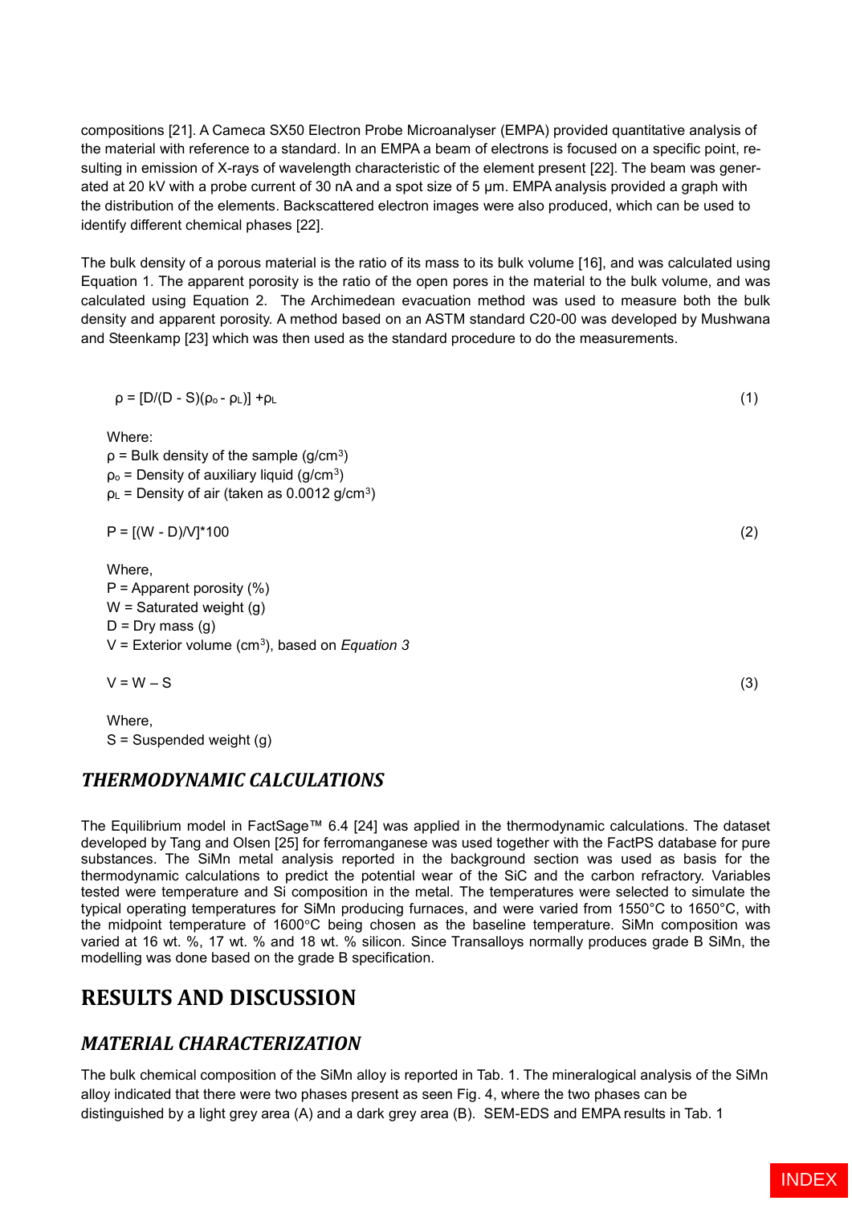compositions [21]. A Cameca SX50 Electron Probe Microanalyser (EMPA) provided quantitative analysis of the material with reference to a standard. In an EMPA a beam of electrons is focused on a specific point, resulting in emission of X-rays of wavelength characteristic of the element present [22]. The beam was generated at 20 kV with a probe current of 30 nA and a spot size of 5 μm. EMPA analysis provided a graph with the distribution of the elements. Backscattered electron images were also produced, which can be used to identify different chemical phases [22].

The bulk density of a porous material is the ratio of its mass to its bulk volume [16], and was calculated using Equation 1. The apparent porosity is the ratio of the open pores in the material to the bulk volume, and was calculated using Equation 2. The Archimedean evacuation method was used to measure both the bulk density and apparent porosity. A method based on an ASTM standard C20-00 was developed by Mushwana and Steenkamp [23] which was then used as the standard procedure to do the measurements.

$$\rho = [D/(D - S)(\rho_o - \rho_L)] + \rho_L \tag{1}$$

Where:
$\rho$ = Bulk density of the sample (g/cm$^3$)
$\rho_o$ = Density of auxiliary liquid (g/cm$^3$)
$\rho_L$ = Density of air (taken as 0.0012 g/cm$^3$)

$$P = [(W - D)/V]*100 \tag{2}$$

Where,
P = Apparent porosity (%)
W = Saturated weight (g)
D = Dry mass (g)
V = Exterior volume (cm$^3$), based on *Equation 3*

$$V = W – S \tag{3}$$

Where,
S = Suspended weight (g)

## *THERMODYNAMIC CALCULATIONS*

The Equilibrium model in FactSage™ 6.4 [24] was applied in the thermodynamic calculations. The dataset developed by Tang and Olsen [25] for ferromanganese was used together with the FactPS database for pure substances. The SiMn metal analysis reported in the background section was used as basis for the thermodynamic calculations to predict the potential wear of the SiC and the carbon refractory. Variables tested were temperature and Si composition in the metal. The temperatures were selected to simulate the typical operating temperatures for SiMn producing furnaces, and were varied from 1550°C to 1650°C, with the midpoint temperature of 1600°C being chosen as the baseline temperature. SiMn composition was varied at 16 wt. %, 17 wt. % and 18 wt. % silicon. Since Transalloys normally produces grade B SiMn, the modelling was done based on the grade B specification.

# RESULTS AND DISCUSSION

## *MATERIAL CHARACTERIZATION*

The bulk chemical composition of the SiMn alloy is reported in Tab. 1. The mineralogical analysis of the SiMn alloy indicated that there were two phases present as seen Fig. 4, where the two phases can be distinguished by a light grey area (A) and a dark grey area (B). SEM-EDS and EMPA results in Tab. 1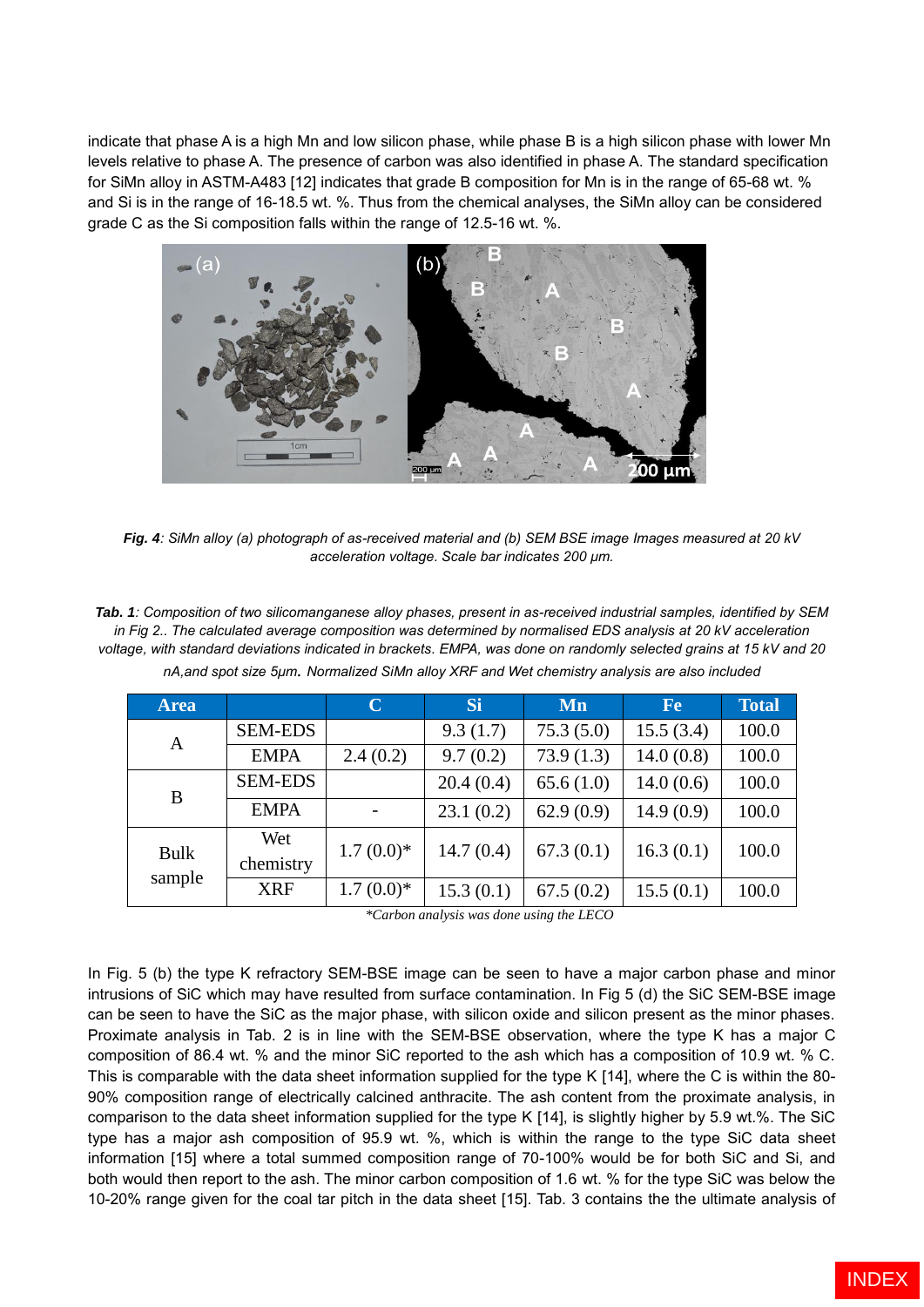indicate that phase A is a high Mn and low silicon phase, while phase B is a high silicon phase with lower Mn levels relative to phase A. The presence of carbon was also identified in phase A. The standard specification for SiMn alloy in ASTM-A483 [12] indicates that grade B composition for Mn is in the range of 65-68 wt. % and Si is in the range of 16-18.5 wt. %. Thus from the chemical analyses, the SiMn alloy can be considered grade C as the Si composition falls within the range of 12.5-16 wt. %.

***Fig. 4**: SiMn alloy (a) photograph of as-received material and (b) SEM BSE image Images measured at 20 kV acceleration voltage. Scale bar indicates 200 µm.*

***Tab. 1**: Composition of two silicomanganese alloy phases, present in as-received industrial samples, identified by SEM in Fig 2.. The calculated average composition was determined by normalised EDS analysis at 20 kV acceleration voltage, with standard deviations indicated in brackets. EMPA, was done on randomly selected grains at 15 kV and 20 nA,and spot size 5µm. Normalized SiMn alloy XRF and Wet chemistry analysis are also included*

| Area | | C | Si | Mn | Fe | Total |
|---|---|---|---|---|---|---|
| A | SEM-EDS | | 9.3 (1.7) | 75.3 (5.0) | 15.5 (3.4) | 100.0 |
| | EMPA | 2.4 (0.2) | 9.7 (0.2) | 73.9 (1.3) | 14.0 (0.8) | 100.0 |
| B | SEM-EDS | | 20.4 (0.4) | 65.6 (1.0) | 14.0 (0.6) | 100.0 |
| | EMPA | - | 23.1 (0.2) | 62.9 (0.9) | 14.9 (0.9) | 100.0 |
| Bulk sample | Wet chemistry | 1.7 (0.0)* | 14.7 (0.4) | 67.3 (0.1) | 16.3 (0.1) | 100.0 |
| | XRF | 1.7 (0.0)* | 15.3 (0.1) | 67.5 (0.2) | 15.5 (0.1) | 100.0 |

*Carbon analysis was done using the LECO

In Fig. 5 (b) the type K refractory SEM-BSE image can be seen to have a major carbon phase and minor intrusions of SiC which may have resulted from surface contamination. In Fig 5 (d) the SiC SEM-BSE image can be seen to have the SiC as the major phase, with silicon oxide and silicon present as the minor phases. Proximate analysis in Tab. 2 is in line with the SEM-BSE observation, where the type K has a major C composition of 86.4 wt. % and the minor SiC reported to the ash which has a composition of 10.9 wt. % C. This is comparable with the data sheet information supplied for the type K [14], where the C is within the 80-90% composition range of electrically calcined anthracite. The ash content from the proximate analysis, in comparison to the data sheet information supplied for the type K [14], is slightly higher by 5.9 wt.%. The SiC type has a major ash composition of 95.9 wt. %, which is within the range to the type SiC data sheet information [15] where a total summed composition range of 70-100% would be for both SiC and Si, and both would then report to the ash. The minor carbon composition of 1.6 wt. % for the type SiC was below the 10-20% range given for the coal tar pitch in the data sheet [15]. Tab. 3 contains the the ultimate analysis of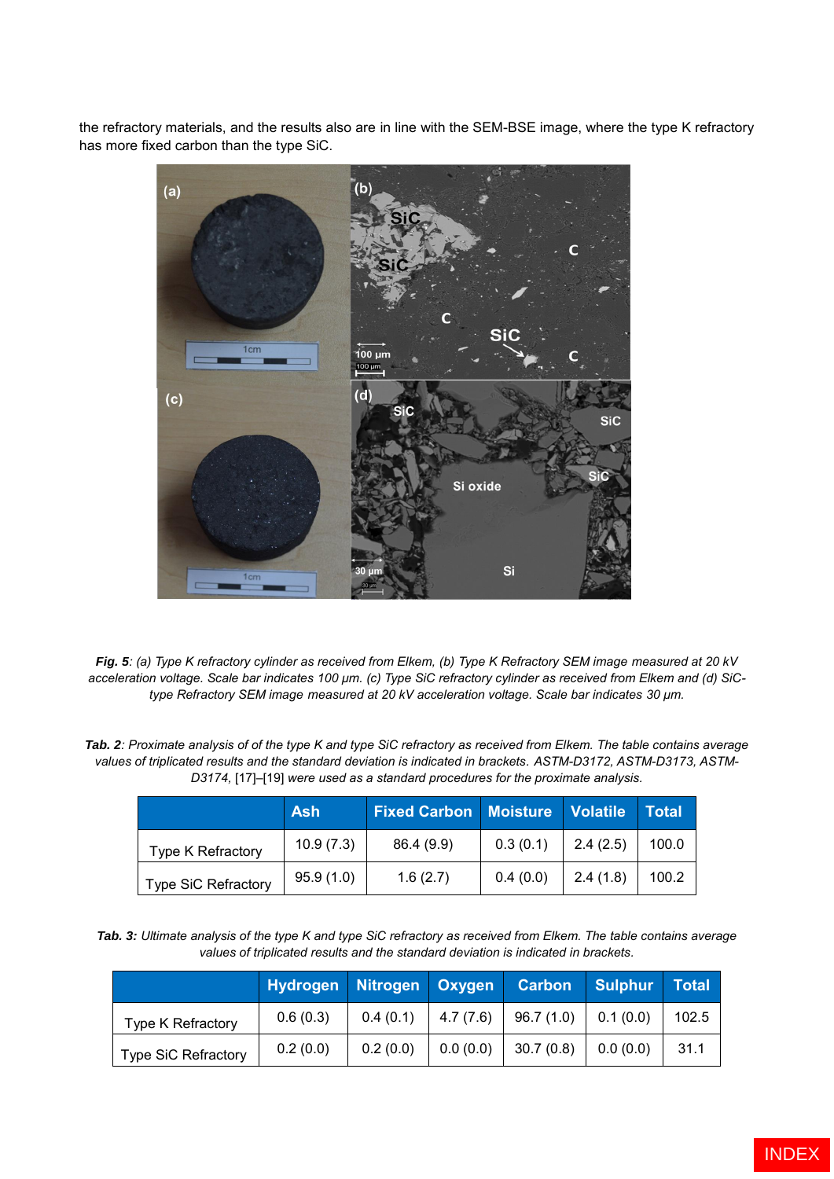the refractory materials, and the results also are in line with the SEM-BSE image, where the type K refractory has more fixed carbon than the type SiC.

***Fig. 5****: (a) Type K refractory cylinder as received from Elkem, (b) Type K Refractory SEM image measured at 20 kV acceleration voltage. Scale bar indicates 100 µm. (c) Type SiC refractory cylinder as received from Elkem and (d) SiC-type Refractory SEM image measured at 20 kV acceleration voltage. Scale bar indicates 30 µm.*

***Tab. 2****: Proximate analysis of of the type K and type SiC refractory as received from Elkem. The table contains average values of triplicated results and the standard deviation is indicated in brackets. ASTM-D3172, ASTM-D3173, ASTM-D3174,* [17]–[19] *were used as a standard procedures for the proximate analysis.*

| | Ash | Fixed Carbon | Moisture | Volatile | Total |
|---|---|---|---|---|---|
| Type K Refractory | 10.9 (7.3) | 86.4 (9.9) | 0.3 (0.1) | 2.4 (2.5) | 100.0 |
| Type SiC Refractory | 95.9 (1.0) | 1.6 (2.7) | 0.4 (0.0) | 2.4 (1.8) | 100.2 |

***Tab. 3:*** *Ultimate analysis of the type K and type SiC refractory as received from Elkem. The table contains average values of triplicated results and the standard deviation is indicated in brackets.*

| | Hydrogen | Nitrogen | Oxygen | Carbon | Sulphur | Total |
|---|---|---|---|---|---|---|
| Type K Refractory | 0.6 (0.3) | 0.4 (0.1) | 4.7 (7.6) | 96.7 (1.0) | 0.1 (0.0) | 102.5 |
| Type SiC Refractory | 0.2 (0.0) | 0.2 (0.0) | 0.0 (0.0) | 30.7 (0.8) | 0.0 (0.0) | 31.1 |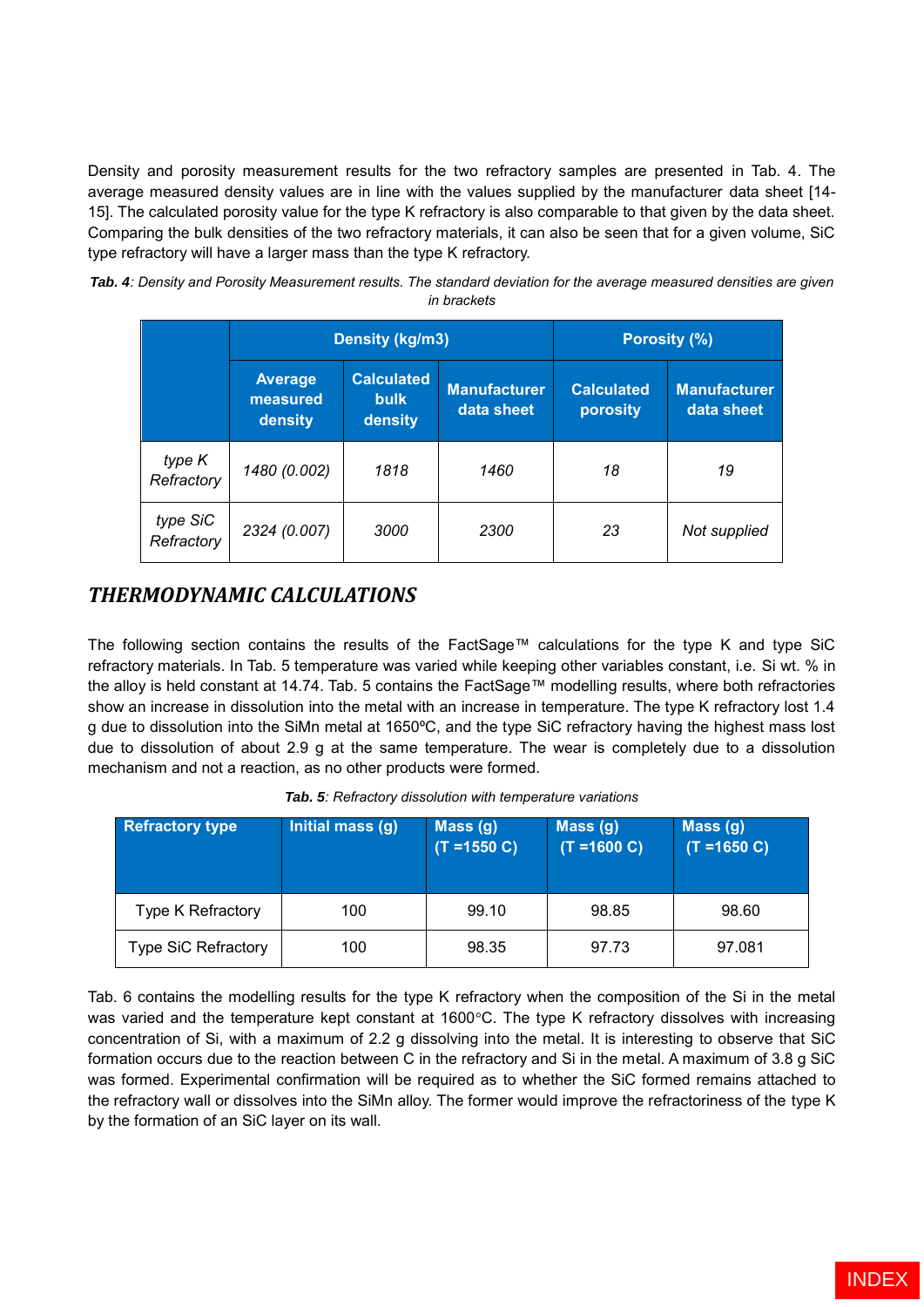Density and porosity measurement results for the two refractory samples are presented in Tab. 4. The average measured density values are in line with the values supplied by the manufacturer data sheet [14-15]. The calculated porosity value for the type K refractory is also comparable to that given by the data sheet. Comparing the bulk densities of the two refractory materials, it can also be seen that for a given volume, SiC type refractory will have a larger mass than the type K refractory.

***Tab. 4****: Density and Porosity Measurement results. The standard deviation for the average measured densities are given in brackets*

| | Density (kg/m3) | | | Porosity (%) | |
|---|---|---|---|---|---|
| | Average measured density | Calculated bulk density | Manufacturer data sheet | Calculated porosity | Manufacturer data sheet |
| *type K Refractory* | *1480 (0.002)* | *1818* | *1460* | *18* | *19* |
| *type SiC Refractory* | *2324 (0.007)* | *3000* | *2300* | *23* | *Not supplied* |

## *THERMODYNAMIC CALCULATIONS*

The following section contains the results of the FactSage™ calculations for the type K and type SiC refractory materials. In Tab. 5 temperature was varied while keeping other variables constant, i.e. Si wt. % in the alloy is held constant at 14.74. Tab. 5 contains the FactSage™ modelling results, where both refractories show an increase in dissolution into the metal with an increase in temperature. The type K refractory lost 1.4 g due to dissolution into the SiMn metal at 1650ºC, and the type SiC refractory having the highest mass lost due to dissolution of about 2.9 g at the same temperature. The wear is completely due to a dissolution mechanism and not a reaction, as no other products were formed.

***Tab. 5****: Refractory dissolution with temperature variations*

| Refractory type | Initial mass (g) | Mass (g) (T =1550 C) | Mass (g) (T =1600 C) | Mass (g) (T =1650 C) |
|---|---|---|---|---|
| Type K Refractory | 100 | 99.10 | 98.85 | 98.60 |
| Type SiC Refractory | 100 | 98.35 | 97.73 | 97.081 |

Tab. 6 contains the modelling results for the type K refractory when the composition of the Si in the metal was varied and the temperature kept constant at 1600°C. The type K refractory dissolves with increasing concentration of Si, with a maximum of 2.2 g dissolving into the metal. It is interesting to observe that SiC formation occurs due to the reaction between C in the refractory and Si in the metal. A maximum of 3.8 g SiC was formed. Experimental confirmation will be required as to whether the SiC formed remains attached to the refractory wall or dissolves into the SiMn alloy. The former would improve the refractoriness of the type K by the formation of an SiC layer on its wall.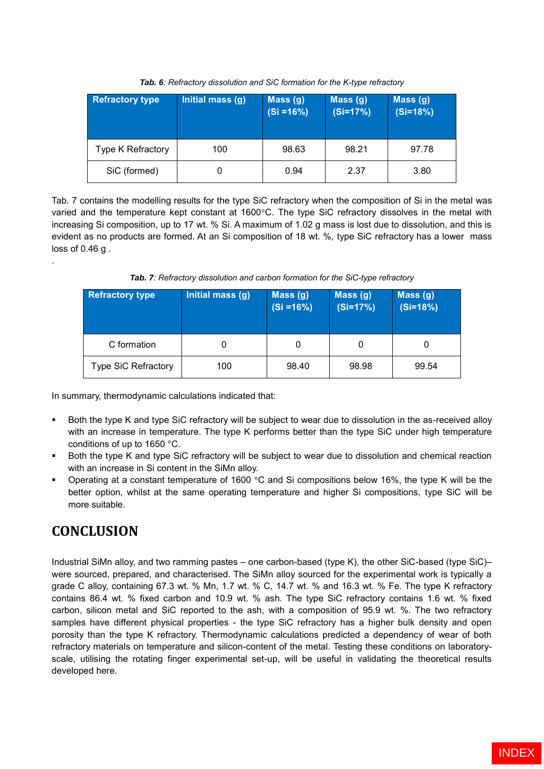***Tab. 6**: Refractory dissolution and SiC formation for the K-type refractory*

| Refractory type | Initial mass (g) | Mass (g) (Si =16%) | Mass (g) (Si=17%) | Mass (g) (Si=18%) |
|---|---|---|---|---|
| Type K Refractory | 100 | 98.63 | 98.21 | 97.78 |
| SiC (formed) | 0 | 0.94 | 2.37 | 3.80 |

Tab. 7 contains the modelling results for the type SiC refractory when the composition of Si in the metal was varied and the temperature kept constant at 1600°C. The type SiC refractory dissolves in the metal with increasing Si composition, up to 17 wt. % Si. A maximum of 1.02 g mass is lost due to dissolution, and this is evident as no products are formed. At an Si composition of 18 wt. %, type SiC refractory has a lower mass loss of 0.46 g .

.

***Tab. 7**: Refractory dissolution and carbon formation for the SiC-type refractory*

| Refractory type | Initial mass (g) | Mass (g) (Si =16%) | Mass (g) (Si=17%) | Mass (g) (Si=18%) |
|---|---|---|---|---|
| C formation | 0 | 0 | 0 | 0 |
| Type SiC Refractory | 100 | 98.40 | 98.98 | 99.54 |

In summary, thermodynamic calculations indicated that:

- Both the type K and type SiC refractory will be subject to wear due to dissolution in the as-received alloy with an increase in temperature. The type K performs better than the type SiC under high temperature conditions of up to 1650 °C.
- Both the type K and type SiC refractory will be subject to wear due to dissolution and chemical reaction with an increase in Si content in the SiMn alloy.
- Operating at a constant temperature of 1600 °C and Si compositions below 16%, the type K will be the better option, whilst at the same operating temperature and higher Si compositions, type SiC will be more suitable.

## CONCLUSION

Industrial SiMn alloy, and two ramming pastes – one carbon-based (type K), the other SiC-based (type SiC)– were sourced, prepared, and characterised. The SiMn alloy sourced for the experimental work is typically a grade C alloy, containing 67.3 wt. % Mn, 1.7 wt. % C, 14.7 wt. % and 16.3 wt. % Fe. The type K refractory contains 86.4 wt. % fixed carbon and 10.9 wt. % ash. The type SiC refractory contains 1.6 wt. % fixed carbon, silicon metal and SiC reported to the ash, with a composition of 95.9 wt. %. The two refractory samples have different physical properties - the type SiC refractory has a higher bulk density and open porosity than the type K refractory. Thermodynamic calculations predicted a dependency of wear of both refractory materials on temperature and silicon-content of the metal. Testing these conditions on laboratory-scale, utilising the rotating finger experimental set-up, will be useful in validating the theoretical results developed here.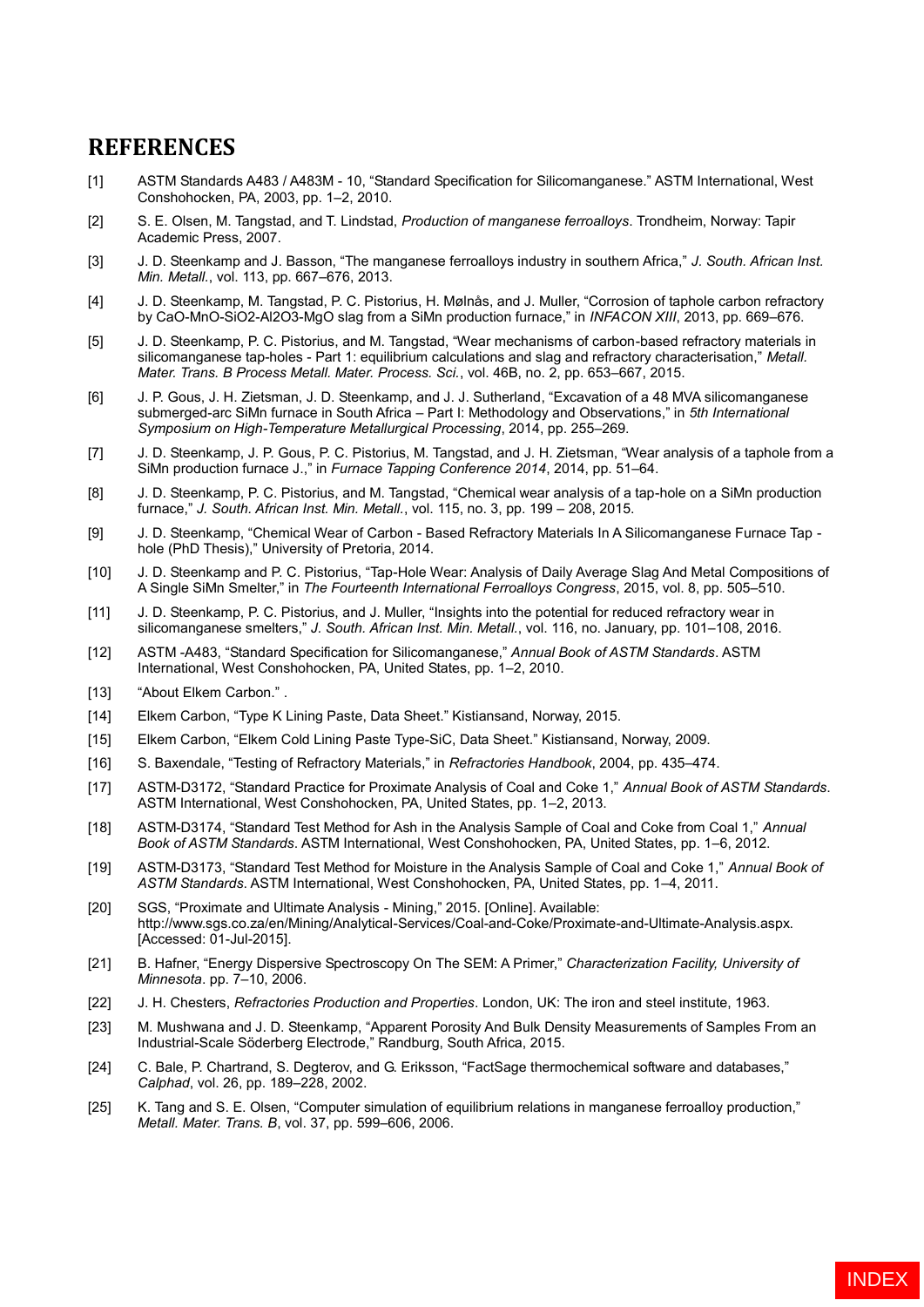# REFERENCES

[1] ASTM Standards A483 / A483M - 10, "Standard Specification for Silicomanganese." ASTM International, West Conshohocken, PA, 2003, pp. 1–2, 2010.

[2] S. E. Olsen, M. Tangstad, and T. Lindstad, *Production of manganese ferroalloys*. Trondheim, Norway: Tapir Academic Press, 2007.

[3] J. D. Steenkamp and J. Basson, "The manganese ferroalloys industry in southern Africa," *J. South. African Inst. Min. Metall.*, vol. 113, pp. 667–676, 2013.

[4] J. D. Steenkamp, M. Tangstad, P. C. Pistorius, H. Mølnås, and J. Muller, "Corrosion of taphole carbon refractory by CaO-MnO-SiO2-Al2O3-MgO slag from a SiMn production furnace," in *INFACON XIII*, 2013, pp. 669–676.

[5] J. D. Steenkamp, P. C. Pistorius, and M. Tangstad, "Wear mechanisms of carbon-based refractory materials in silicomanganese tap-holes - Part 1: equilibrium calculations and slag and refractory characterisation," *Metall. Mater. Trans. B Process Metall. Mater. Process. Sci.*, vol. 46B, no. 2, pp. 653–667, 2015.

[6] J. P. Gous, J. H. Zietsman, J. D. Steenkamp, and J. J. Sutherland, "Excavation of a 48 MVA silicomanganese submerged-arc SiMn furnace in South Africa – Part I: Methodology and Observations," in *5th International Symposium on High-Temperature Metallurgical Processing*, 2014, pp. 255–269.

[7] J. D. Steenkamp, J. P. Gous, P. C. Pistorius, M. Tangstad, and J. H. Zietsman, "Wear analysis of a taphole from a SiMn production furnace J.," in *Furnace Tapping Conference 2014*, 2014, pp. 51–64.

[8] J. D. Steenkamp, P. C. Pistorius, and M. Tangstad, "Chemical wear analysis of a tap-hole on a SiMn production furnace," *J. South. African Inst. Min. Metall.*, vol. 115, no. 3, pp. 199 – 208, 2015.

[9] J. D. Steenkamp, "Chemical Wear of Carbon - Based Refractory Materials In A Silicomanganese Furnace Tap - hole (PhD Thesis)," University of Pretoria, 2014.

[10] J. D. Steenkamp and P. C. Pistorius, "Tap-Hole Wear: Analysis of Daily Average Slag And Metal Compositions of A Single SiMn Smelter," in *The Fourteenth International Ferroalloys Congress*, 2015, vol. 8, pp. 505–510.

[11] J. D. Steenkamp, P. C. Pistorius, and J. Muller, "Insights into the potential for reduced refractory wear in silicomanganese smelters," *J. South. African Inst. Min. Metall.*, vol. 116, no. January, pp. 101–108, 2016.

[12] ASTM -A483, "Standard Specification for Silicomanganese," *Annual Book of ASTM Standards*. ASTM International, West Conshohocken, PA, United States, pp. 1–2, 2010.

[13] "About Elkem Carbon." .

[14] Elkem Carbon, "Type K Lining Paste, Data Sheet." Kistiansand, Norway, 2015.

[15] Elkem Carbon, "Elkem Cold Lining Paste Type-SiC, Data Sheet." Kistiansand, Norway, 2009.

[16] S. Baxendale, "Testing of Refractory Materials," in *Refractories Handbook*, 2004, pp. 435–474.

[17] ASTM-D3172, "Standard Practice for Proximate Analysis of Coal and Coke 1," *Annual Book of ASTM Standards*. ASTM International, West Conshohocken, PA, United States, pp. 1–2, 2013.

[18] ASTM-D3174, "Standard Test Method for Ash in the Analysis Sample of Coal and Coke from Coal 1," *Annual Book of ASTM Standards*. ASTM International, West Conshohocken, PA, United States, pp. 1–6, 2012.

[19] ASTM-D3173, "Standard Test Method for Moisture in the Analysis Sample of Coal and Coke 1," *Annual Book of ASTM Standards*. ASTM International, West Conshohocken, PA, United States, pp. 1–4, 2011.

[20] SGS, "Proximate and Ultimate Analysis - Mining," 2015. [Online]. Available: http://www.sgs.co.za/en/Mining/Analytical-Services/Coal-and-Coke/Proximate-and-Ultimate-Analysis.aspx. [Accessed: 01-Jul-2015].

[21] B. Hafner, "Energy Dispersive Spectroscopy On The SEM: A Primer," *Characterization Facility, University of Minnesota*. pp. 7–10, 2006.

[22] J. H. Chesters, *Refractories Production and Properties*. London, UK: The iron and steel institute, 1963.

[23] M. Mushwana and J. D. Steenkamp, "Apparent Porosity And Bulk Density Measurements of Samples From an Industrial-Scale Söderberg Electrode," Randburg, South Africa, 2015.

[24] C. Bale, P. Chartrand, S. Degterov, and G. Eriksson, "FactSage thermochemical software and databases," *Calphad*, vol. 26, pp. 189–228, 2002.

[25] K. Tang and S. E. Olsen, "Computer simulation of equilibrium relations in manganese ferroalloy production," *Metall. Mater. Trans. B*, vol. 37, pp. 599–606, 2006.

INDEX